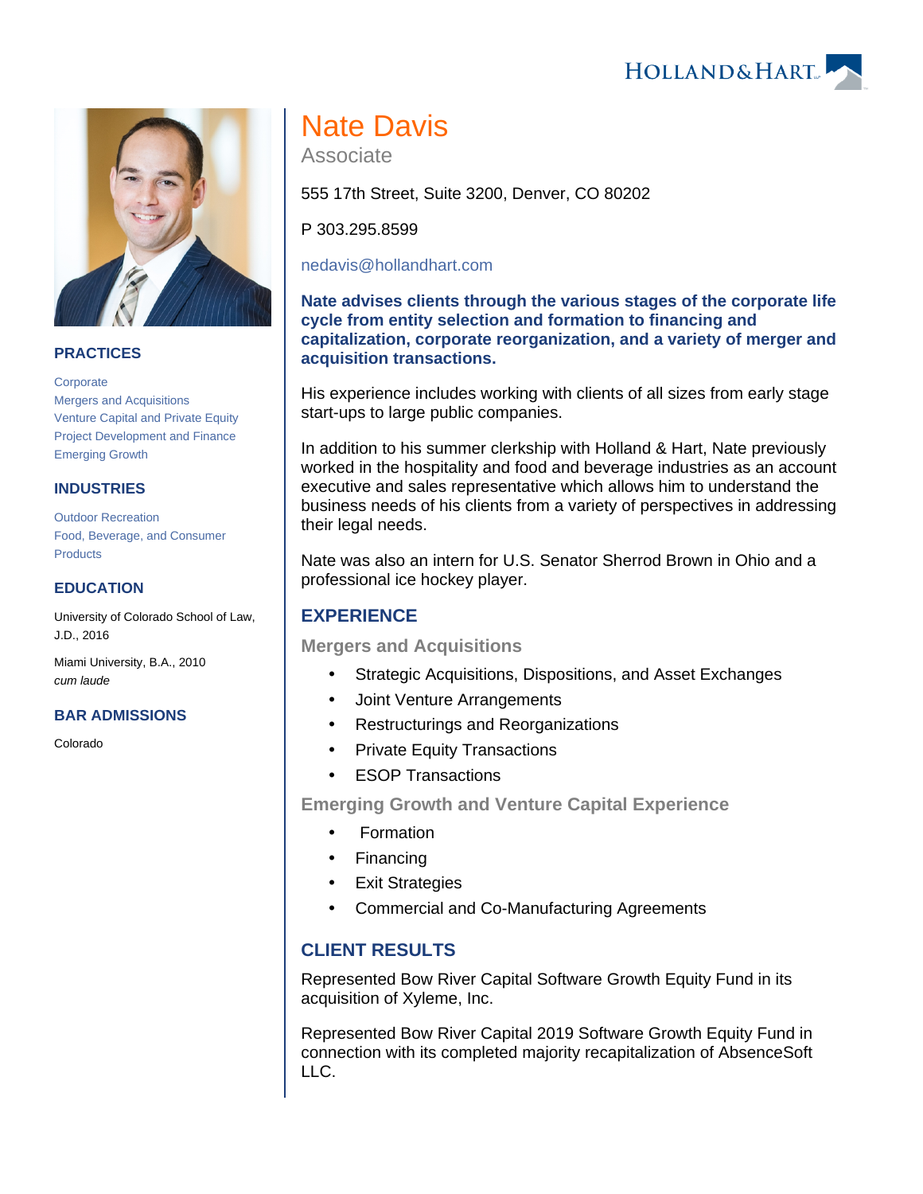# Nate Davis

Associate

555 17th Street, Suite 3200, Denver, CO 80202

P 303.295.8599

nedavis@hollandhart.com

**Nate advises clients through the various stages of the corporate life cycle from entity selection and formation to financing and capitalization, corporate reorganization, and a variety of merger and acquisition transactions.**

His experience includes working with clients of all sizes from early stage start-ups to large public companies.

In addition to his summer clerkship with Holland & Hart, Nate previously worked in the hospitality and food and beverage industries as an account executive and sales representative which allows him to understand the business needs of his clients from a variety of perspectives in addressing their legal needs.

Nate was also an intern for U.S. Senator Sherrod Brown in Ohio and a professional ice hockey player.

## PRACTICES

- Corporate
- Mergers and Acquisitions
- Venture Capital and Private Equity
- Project Development and Finance
- Emerging Growth

## INDUSTRIES

- Outdoor Recreation
- Food, Beverage, and Consumer Products

## EDUCATION

University of Colorado School of Law, J.D., 2016

Miami University, B.A., 2010
*cum laude*

## BAR ADMISSIONS

Colorado

## EXPERIENCE

### Mergers and Acquisitions

- Strategic Acquisitions, Dispositions, and Asset Exchanges
- Joint Venture Arrangements
- Restructurings and Reorganizations
- Private Equity Transactions
- ESOP Transactions

### Emerging Growth and Venture Capital Experience

- Formation
- Financing
- Exit Strategies
- Commercial and Co-Manufacturing Agreements

## CLIENT RESULTS

Represented Bow River Capital Software Growth Equity Fund in its acquisition of Xyleme, Inc.

Represented Bow River Capital 2019 Software Growth Equity Fund in connection with its completed majority recapitalization of AbsenceSoft LLC.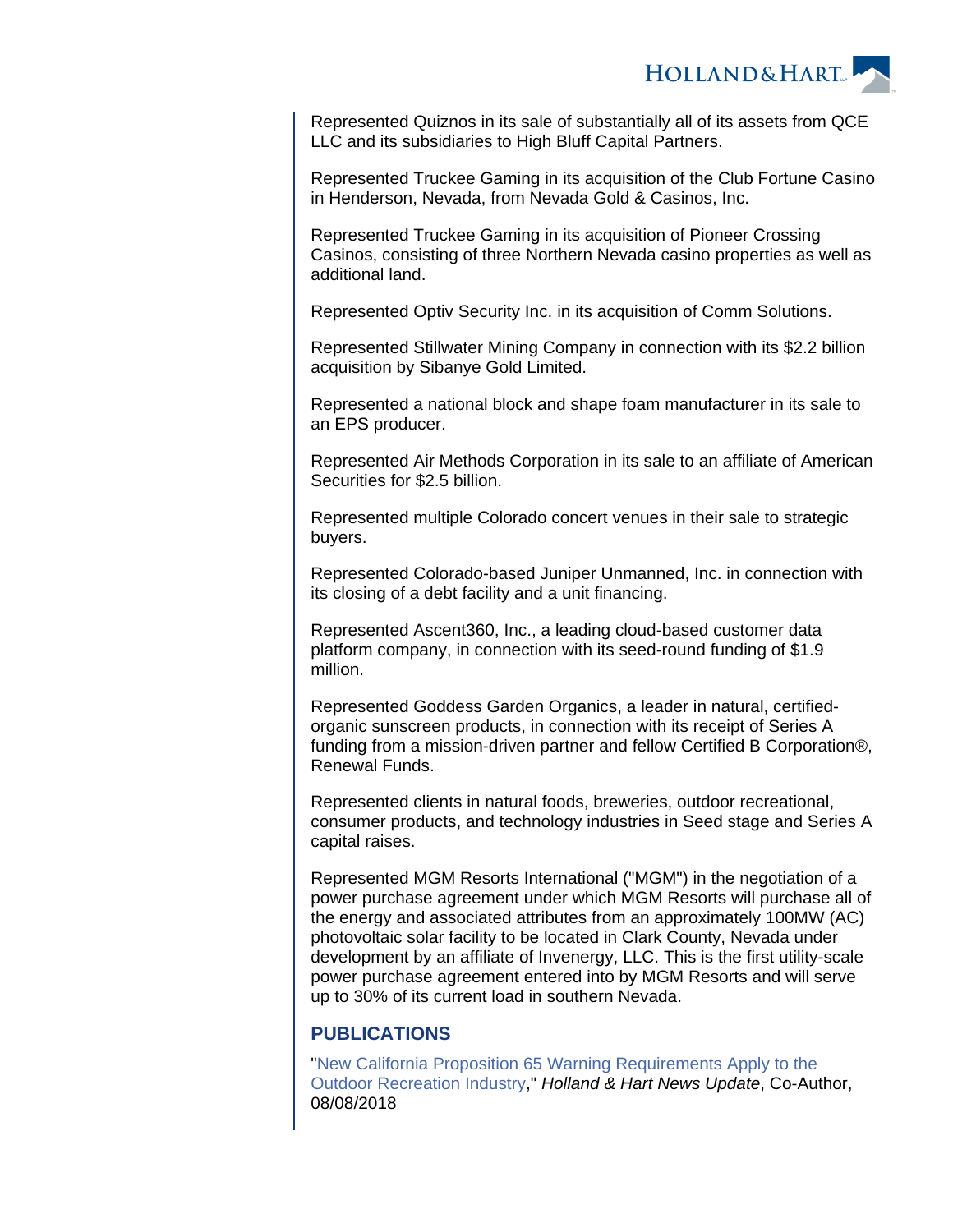Represented Quiznos in its sale of substantially all of its assets from QCE LLC and its subsidiaries to High Bluff Capital Partners.

Represented Truckee Gaming in its acquisition of the Club Fortune Casino in Henderson, Nevada, from Nevada Gold & Casinos, Inc.

Represented Truckee Gaming in its acquisition of Pioneer Crossing Casinos, consisting of three Northern Nevada casino properties as well as additional land.

Represented Optiv Security Inc. in its acquisition of Comm Solutions.

Represented Stillwater Mining Company in connection with its $2.2 billion acquisition by Sibanye Gold Limited.

Represented a national block and shape foam manufacturer in its sale to an EPS producer.

Represented Air Methods Corporation in its sale to an affiliate of American Securities for $2.5 billion.

Represented multiple Colorado concert venues in their sale to strategic buyers.

Represented Colorado-based Juniper Unmanned, Inc. in connection with its closing of a debt facility and a unit financing.

Represented Ascent360, Inc., a leading cloud-based customer data platform company, in connection with its seed-round funding of $1.9 million.

Represented Goddess Garden Organics, a leader in natural, certified-organic sunscreen products, in connection with its receipt of Series A funding from a mission-driven partner and fellow Certified B Corporation®, Renewal Funds.

Represented clients in natural foods, breweries, outdoor recreational, consumer products, and technology industries in Seed stage and Series A capital raises.

Represented MGM Resorts International ("MGM") in the negotiation of a power purchase agreement under which MGM Resorts will purchase all of the energy and associated attributes from an approximately 100MW (AC) photovoltaic solar facility to be located in Clark County, Nevada under development by an affiliate of Invenergy, LLC. This is the first utility-scale power purchase agreement entered into by MGM Resorts and will serve up to 30% of its current load in southern Nevada.

## PUBLICATIONS

"New California Proposition 65 Warning Requirements Apply to the Outdoor Recreation Industry," *Holland & Hart News Update*, Co-Author, 08/08/2018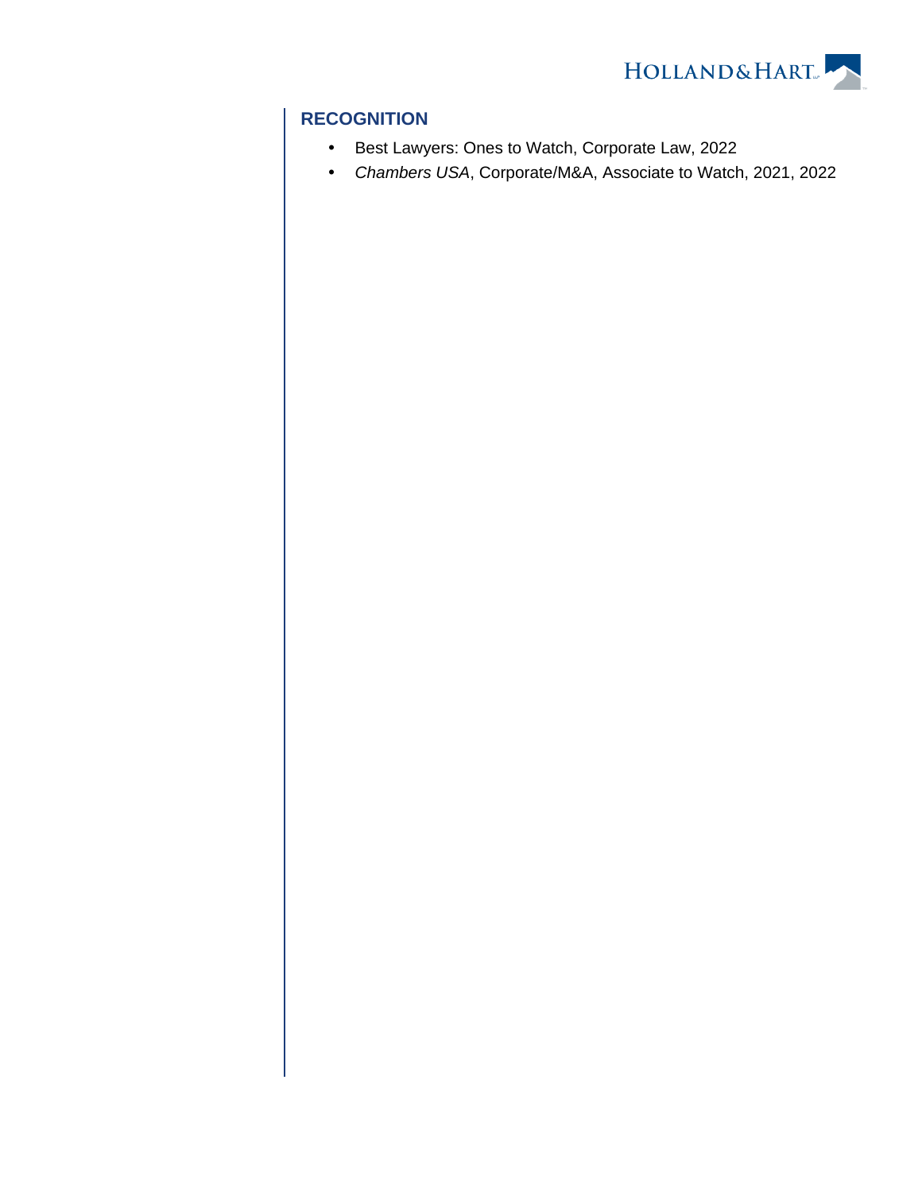## RECOGNITION

- Best Lawyers: Ones to Watch, Corporate Law, 2022
- *Chambers USA*, Corporate/M&A, Associate to Watch, 2021, 2022